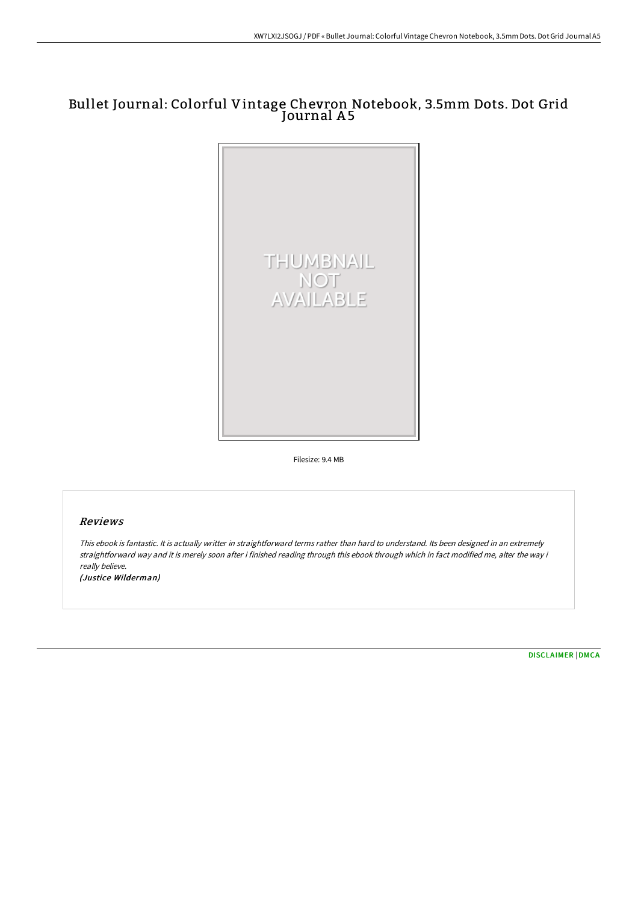# Bullet Journal: Colorful Vintage Chevron Notebook, 3.5mm Dots. Dot Grid Journal A5

Filesize: 9.4 MB

## Reviews

*This ebook is fantastic. It is actually writter in straightforward terms rather than hard to understand. Its been designed in an extremely straightforward way and it is merely soon after i finished reading through this ebook through which in fact modified me, alter the way i really believe.*

*(Justice Wilderman)*

DISCLAIMER | DMCA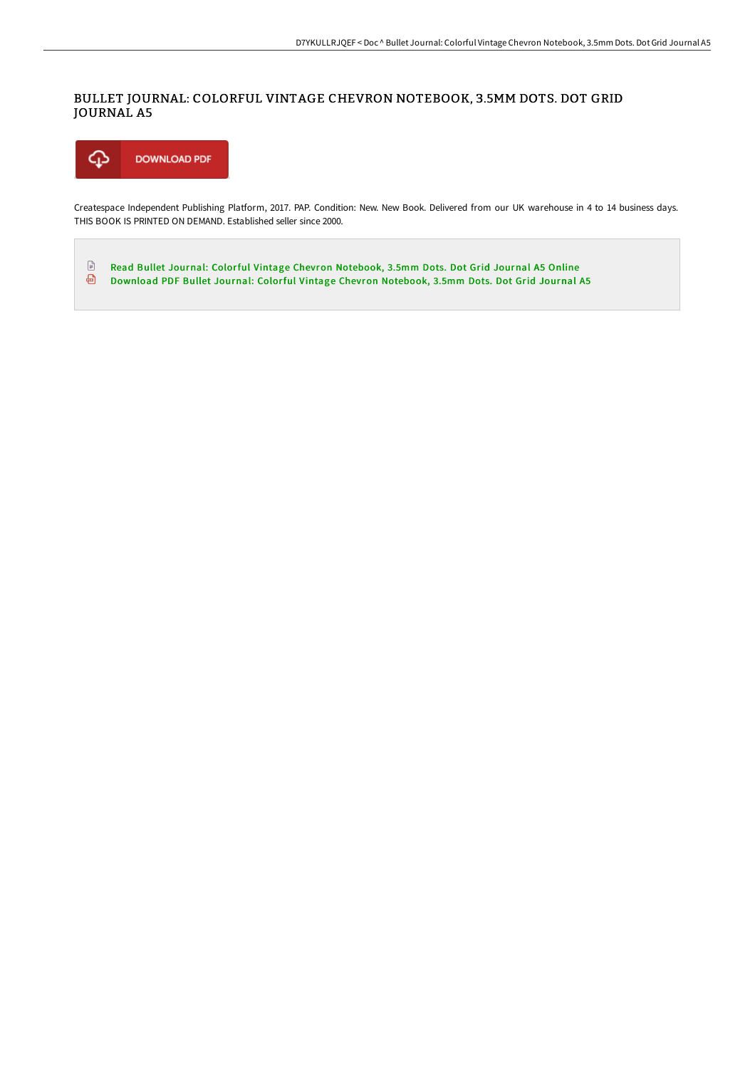# BULLET JOURNAL: COLORFUL VINTAGE CHEVRON NOTEBOOK, 3.5MM DOTS. DOT GRID JOURNAL A5

DOWNLOAD PDF

Createspace Independent Publishing Platform, 2017. PAP. Condition: New. New Book. Delivered from our UK warehouse in 4 to 14 business days. THIS BOOK IS PRINTED ON DEMAND. Established seller since 2000.

- Read Bullet Journal: Colorful Vintage Chevron Notebook, 3.5mm Dots. Dot Grid Journal A5 Online
- Download PDF Bullet Journal: Colorful Vintage Chevron Notebook, 3.5mm Dots. Dot Grid Journal A5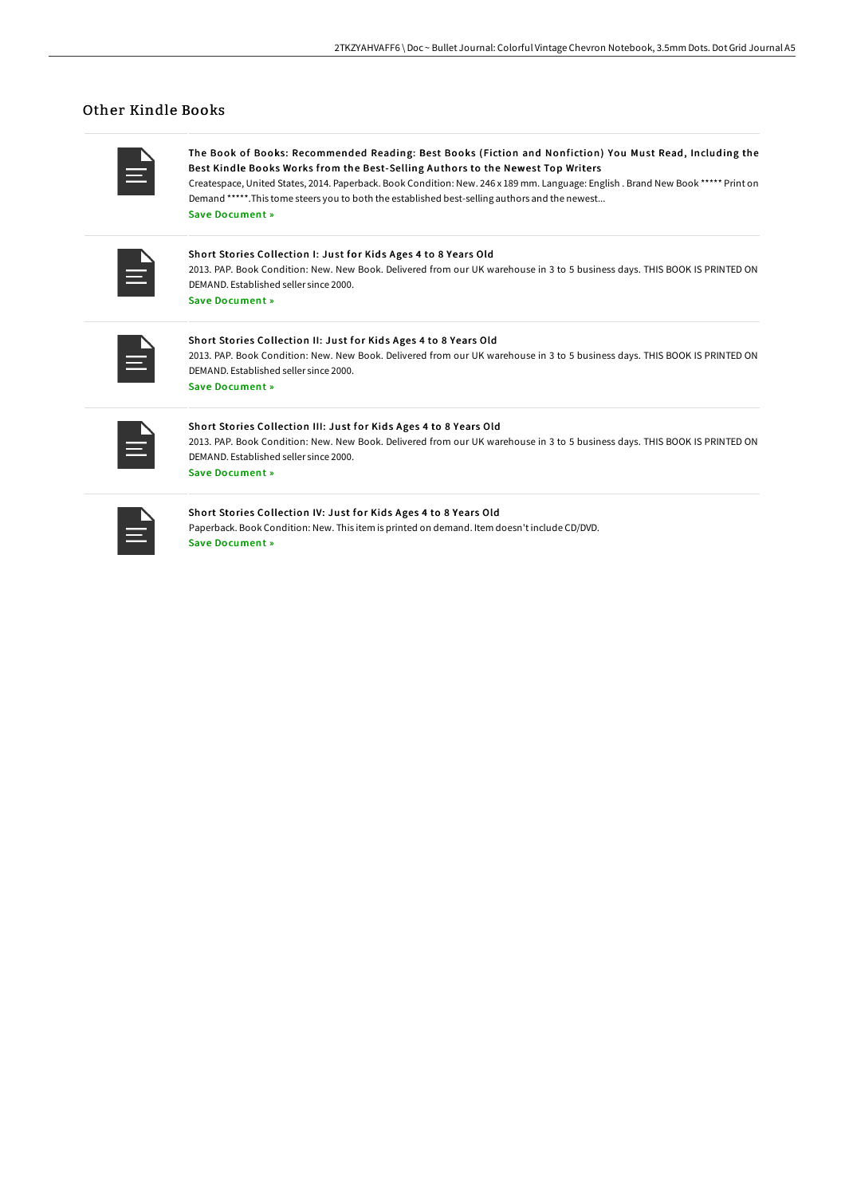## Other Kindle Books

**The Book of Books: Recommended Reading: Best Books (Fiction and Nonfiction) You Must Read, Including the Best Kindle Books Works from the Best-Selling Authors to the Newest Top Writers**

Createspace, United States, 2014. Paperback. Book Condition: New. 246 x 189 mm. Language: English . Brand New Book ***** Print on Demand *****.This tome steers you to both the established best-selling authors and the newest...

Save Document »

**Short Stories Collection I: Just for Kids Ages 4 to 8 Years Old**

2013. PAP. Book Condition: New. New Book. Delivered from our UK warehouse in 3 to 5 business days. THIS BOOK IS PRINTED ON DEMAND. Established seller since 2000.

Save Document »

**Short Stories Collection II: Just for Kids Ages 4 to 8 Years Old**

2013. PAP. Book Condition: New. New Book. Delivered from our UK warehouse in 3 to 5 business days. THIS BOOK IS PRINTED ON DEMAND. Established seller since 2000.

Save Document »

**Short Stories Collection III: Just for Kids Ages 4 to 8 Years Old**

2013. PAP. Book Condition: New. New Book. Delivered from our UK warehouse in 3 to 5 business days. THIS BOOK IS PRINTED ON DEMAND. Established seller since 2000.

Save Document »

**Short Stories Collection IV: Just for Kids Ages 4 to 8 Years Old**

Paperback. Book Condition: New. This item is printed on demand. Item doesn't include CD/DVD.

Save Document »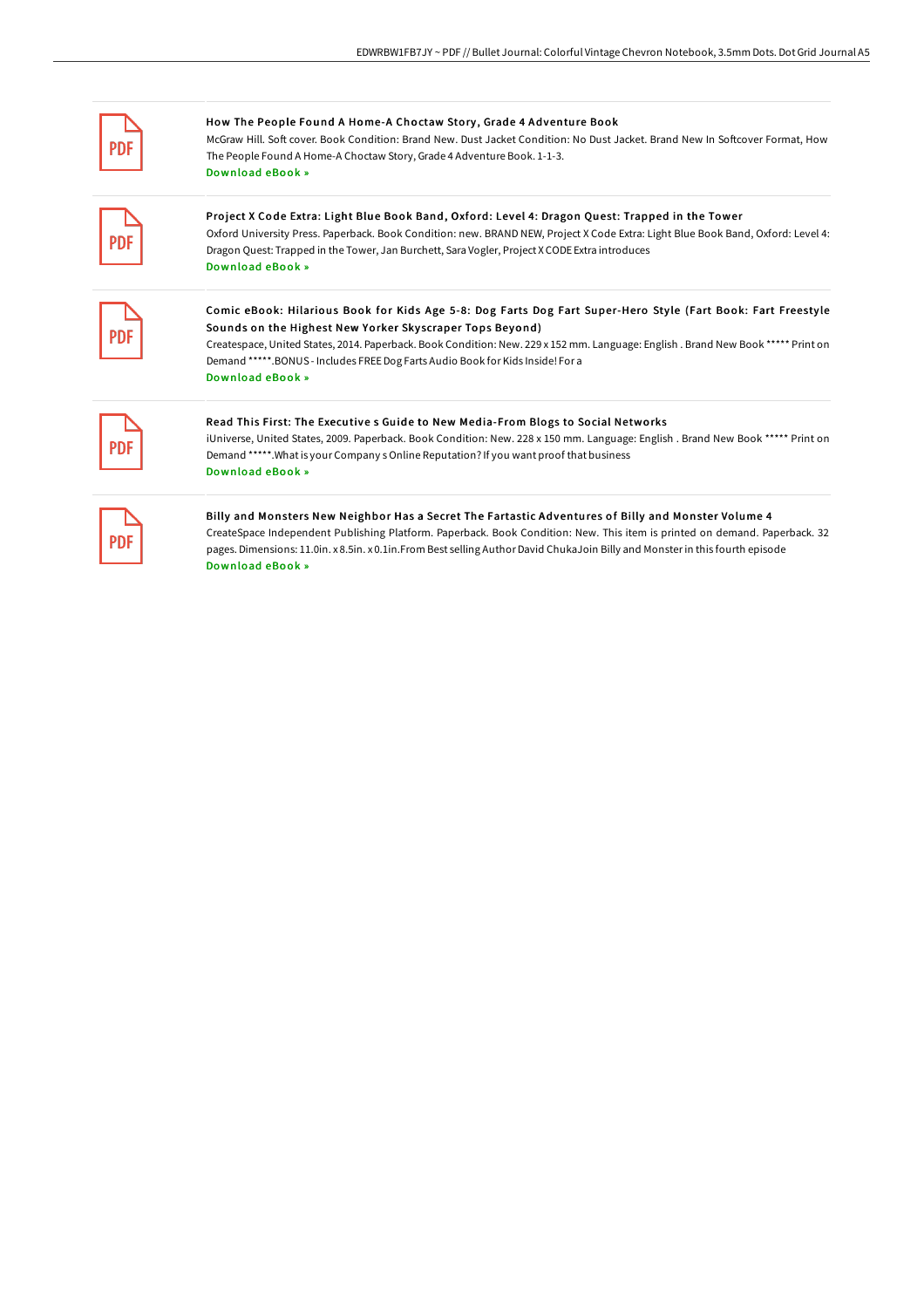How The People Found A Home-A Choctaw Story, Grade 4 Adventure Book

McGraw Hill. Soft cover. Book Condition: Brand New. Dust Jacket Condition: No Dust Jacket. Brand New In Softcover Format, How The People Found A Home-A Choctaw Story, Grade 4 Adventure Book. 1-1-3.

Download eBook »

Project X Code Extra: Light Blue Book Band, Oxford: Level 4: Dragon Quest: Trapped in the Tower

Oxford University Press. Paperback. Book Condition: new. BRAND NEW, Project X Code Extra: Light Blue Book Band, Oxford: Level 4: Dragon Quest: Trapped in the Tower, Jan Burchett, Sara Vogler, Project X CODE Extra introduces

Download eBook »

Comic eBook: Hilarious Book for Kids Age 5-8: Dog Farts Dog Fart Super-Hero Style (Fart Book: Fart Freestyle Sounds on the Highest New Yorker Skyscraper Tops Beyond)

Createspace, United States, 2014. Paperback. Book Condition: New. 229 x 152 mm. Language: English . Brand New Book ***** Print on Demand *****.BONUS - Includes FREE Dog Farts Audio Book for Kids Inside! For a

Download eBook »

Read This First: The Executive s Guide to New Media-From Blogs to Social Networks

iUniverse, United States, 2009. Paperback. Book Condition: New. 228 x 150 mm. Language: English . Brand New Book ***** Print on Demand *****.What is your Company s Online Reputation? If you want proof that business

Download eBook »

Billy and Monsters New Neighbor Has a Secret The Fartastic Adventures of Billy and Monster Volume 4

CreateSpace Independent Publishing Platform. Paperback. Book Condition: New. This item is printed on demand. Paperback. 32 pages. Dimensions: 11.0in. x 8.5in. x 0.1in.From Best selling Author David ChukaJoin Billy and Monster in this fourth episode

Download eBook »